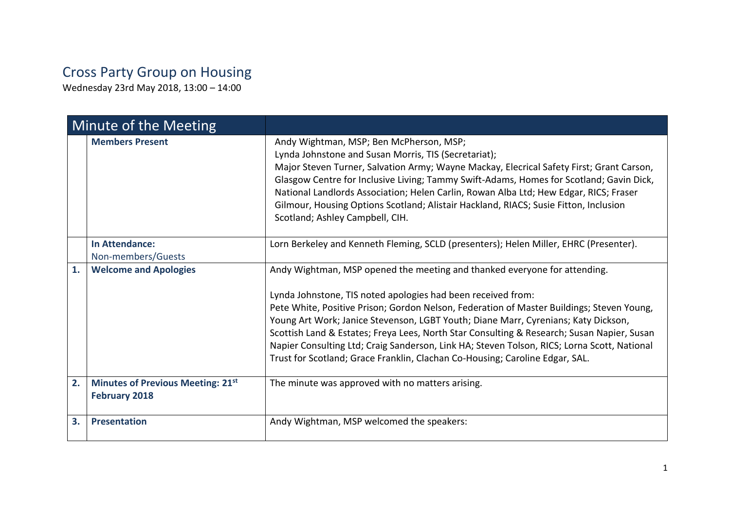# Cross Party Group on Housing

Wednesday 23rd May 2018, 13:00 – 14:00

| Minute of the Meeting | | |
|---|---|---|
| | **Members Present** | Andy Wightman, MSP; Ben McPherson, MSP;<br>Lynda Johnstone and Susan Morris, TIS (Secretariat);<br>Major Steven Turner, Salvation Army; Wayne Mackay, Elecrical Safety First; Grant Carson, Glasgow Centre for Inclusive Living; Tammy Swift-Adams, Homes for Scotland; Gavin Dick, National Landlords Association; Helen Carlin, Rowan Alba Ltd; Hew Edgar, RICS; Fraser Gilmour, Housing Options Scotland; Alistair Hackland, RIACS; Susie Fitton, Inclusion Scotland; Ashley Campbell, CIH. |
| | **In Attendance:**<br>Non-members/Guests | Lorn Berkeley and Kenneth Fleming, SCLD (presenters); Helen Miller, EHRC (Presenter). |
| **1.** | **Welcome and Apologies** | Andy Wightman, MSP opened the meeting and thanked everyone for attending.<br><br>Lynda Johnstone, TIS noted apologies had been received from:<br>Pete White, Positive Prison; Gordon Nelson, Federation of Master Buildings; Steven Young, Young Art Work; Janice Stevenson, LGBT Youth; Diane Marr, Cyrenians; Katy Dickson, Scottish Land & Estates; Freya Lees, North Star Consulting & Research; Susan Napier, Susan Napier Consulting Ltd; Craig Sanderson, Link HA; Steven Tolson, RICS; Lorna Scott, National Trust for Scotland; Grace Franklin, Clachan Co-Housing; Caroline Edgar, SAL. |
| **2.** | **Minutes of Previous Meeting: 21st February 2018** | The minute was approved with no matters arising. |
| **3.** | **Presentation** | Andy Wightman, MSP welcomed the speakers: |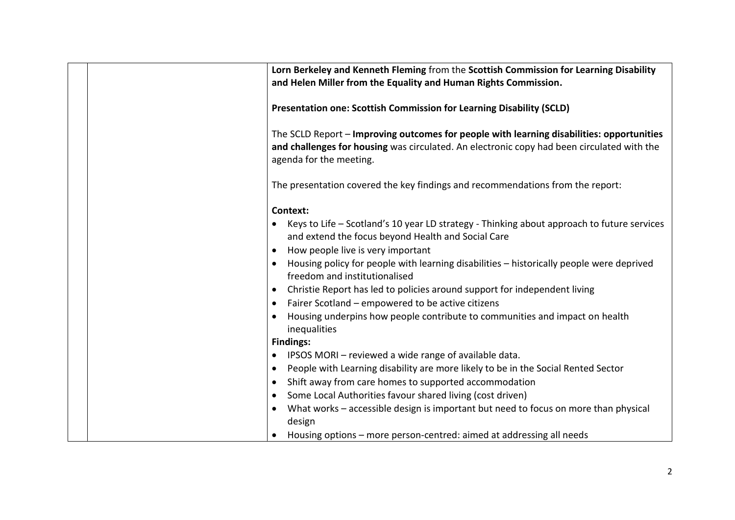**Lorn Berkeley and Kenneth Fleming** from the **Scottish Commission for Learning Disability and Helen Miller from the Equality and Human Rights Commission.**

**Presentation one: Scottish Commission for Learning Disability (SCLD)**

The SCLD Report – **Improving outcomes for people with learning disabilities: opportunities and challenges for housing** was circulated. An electronic copy had been circulated with the agenda for the meeting.

The presentation covered the key findings and recommendations from the report:

**Context:**

- Keys to Life – Scotland's 10 year LD strategy - Thinking about approach to future services and extend the focus beyond Health and Social Care
- How people live is very important
- Housing policy for people with learning disabilities – historically people were deprived freedom and institutionalised
- Christie Report has led to policies around support for independent living
- Fairer Scotland – empowered to be active citizens
- Housing underpins how people contribute to communities and impact on health inequalities

**Findings:**

- IPSOS MORI – reviewed a wide range of available data.
- People with Learning disability are more likely to be in the Social Rented Sector
- Shift away from care homes to supported accommodation
- Some Local Authorities favour shared living (cost driven)
- What works – accessible design is important but need to focus on more than physical design
- Housing options – more person-centred: aimed at addressing all needs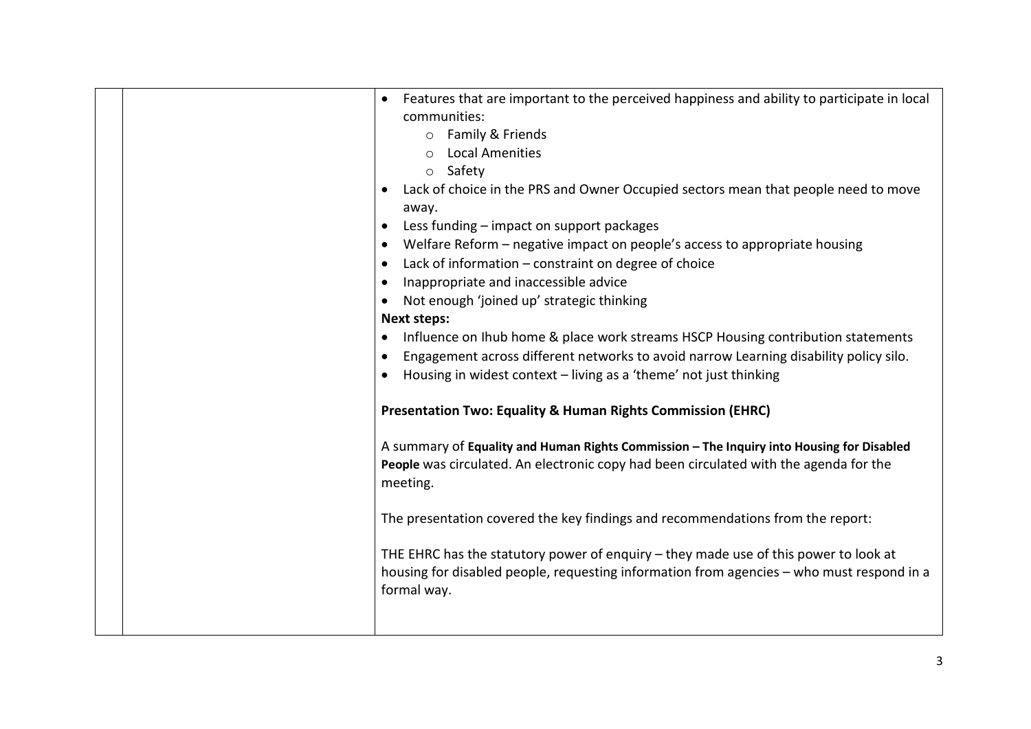- Features that are important to the perceived happiness and ability to participate in local communities:
  - Family & Friends
  - Local Amenities
  - Safety
- Lack of choice in the PRS and Owner Occupied sectors mean that people need to move away.
- Less funding – impact on support packages
- Welfare Reform – negative impact on people's access to appropriate housing
- Lack of information – constraint on degree of choice
- Inappropriate and inaccessible advice
- Not enough 'joined up' strategic thinking

**Next steps:**

- Influence on Ihub home & place work streams HSCP Housing contribution statements
- Engagement across different networks to avoid narrow Learning disability policy silo.
- Housing in widest context – living as a 'theme' not just thinking

**Presentation Two: Equality & Human Rights Commission (EHRC)**

A summary of **Equality and Human Rights Commission – The Inquiry into Housing for Disabled People** was circulated. An electronic copy had been circulated with the agenda for the meeting.

The presentation covered the key findings and recommendations from the report:

THE EHRC has the statutory power of enquiry – they made use of this power to look at housing for disabled people, requesting information from agencies – who must respond in a formal way.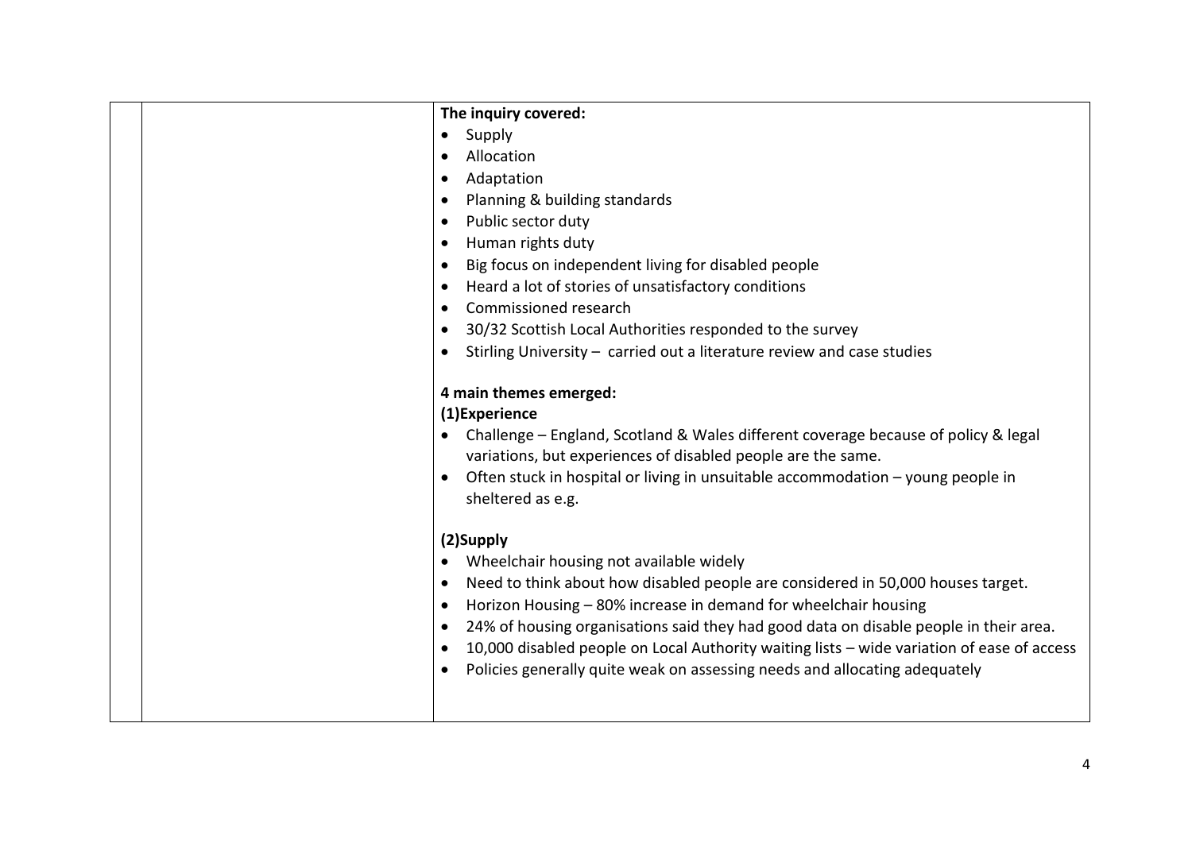| | | **The inquiry covered:**<br>• Supply<br>• Allocation<br>• Adaptation<br>• Planning & building standards<br>• Public sector duty<br>• Human rights duty<br>• Big focus on independent living for disabled people<br>• Heard a lot of stories of unsatisfactory conditions<br>• Commissioned research<br>• 30/32 Scottish Local Authorities responded to the survey<br>• Stirling University – carried out a literature review and case studies<br><br>**4 main themes emerged:**<br>**(1)Experience**<br>• Challenge – England, Scotland & Wales different coverage because of policy & legal variations, but experiences of disabled people are the same.<br>• Often stuck in hospital or living in unsuitable accommodation – young people in sheltered as e.g.<br><br>**(2)Supply**<br>• Wheelchair housing not available widely<br>• Need to think about how disabled people are considered in 50,000 houses target.<br>• Horizon Housing – 80% increase in demand for wheelchair housing<br>• 24% of housing organisations said they had good data on disable people in their area.<br>• 10,000 disabled people on Local Authority waiting lists – wide variation of ease of access<br>• Policies generally quite weak on assessing needs and allocating adequately |
|---|---|---|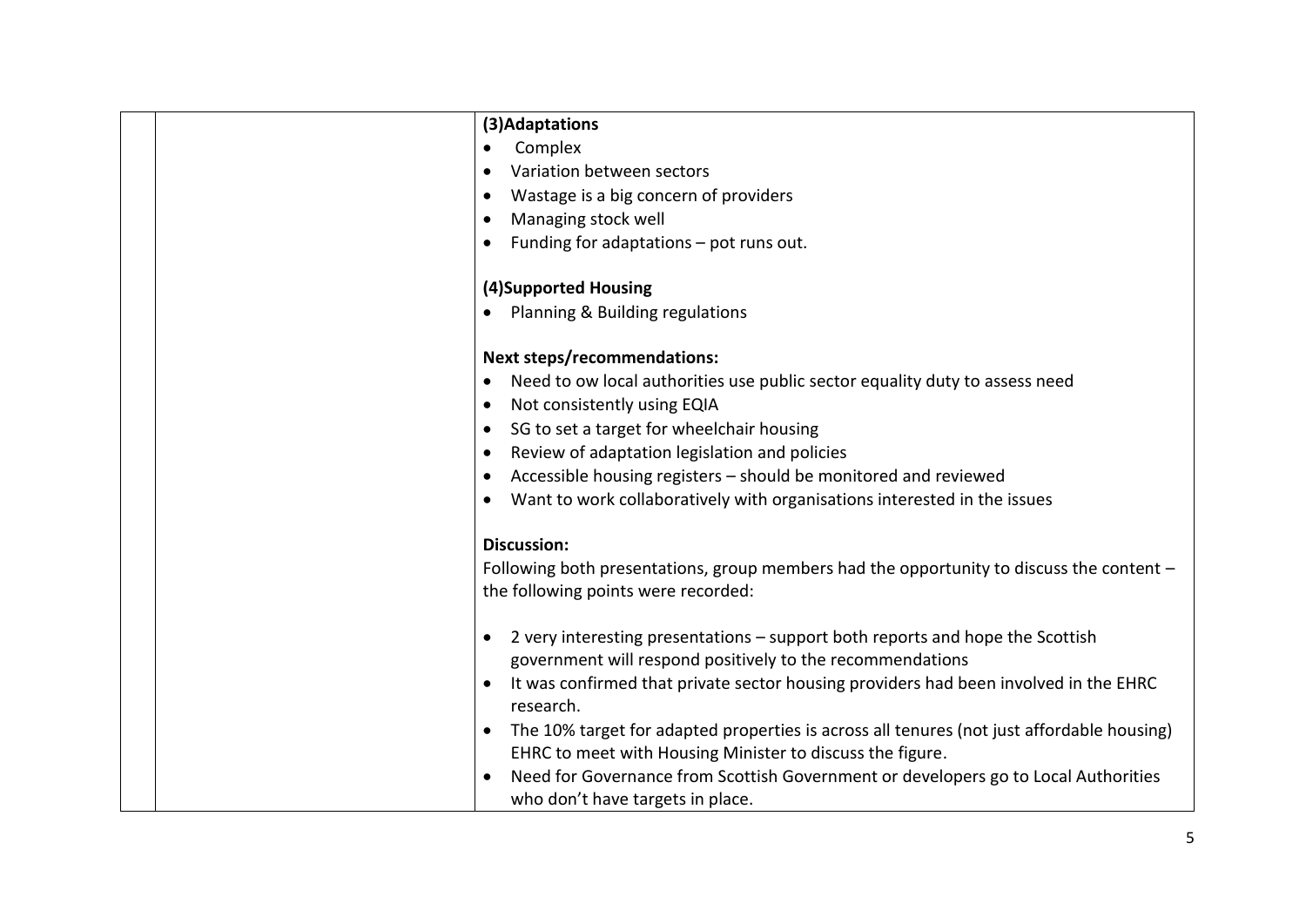**(3)Adaptations**

- Complex
- Variation between sectors
- Wastage is a big concern of providers
- Managing stock well
- Funding for adaptations – pot runs out.

**(4)Supported Housing**

- Planning & Building regulations

**Next steps/recommendations:**

- Need to ow local authorities use public sector equality duty to assess need
- Not consistently using EQIA
- SG to set a target for wheelchair housing
- Review of adaptation legislation and policies
- Accessible housing registers – should be monitored and reviewed
- Want to work collaboratively with organisations interested in the issues

**Discussion:**

Following both presentations, group members had the opportunity to discuss the content – the following points were recorded:

- 2 very interesting presentations – support both reports and hope the Scottish government will respond positively to the recommendations
- It was confirmed that private sector housing providers had been involved in the EHRC research.
- The 10% target for adapted properties is across all tenures (not just affordable housing) EHRC to meet with Housing Minister to discuss the figure.
- Need for Governance from Scottish Government or developers go to Local Authorities who don't have targets in place.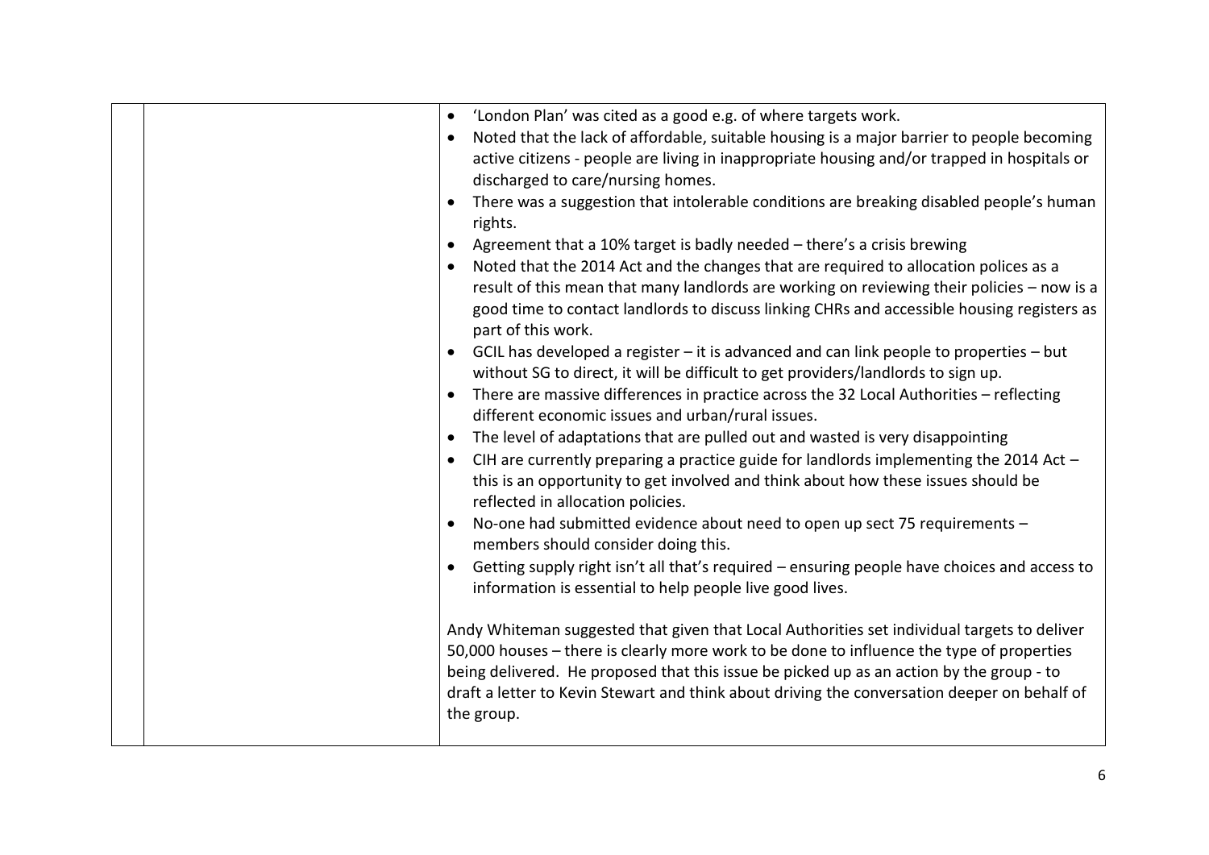| | | |
|---|---|---|
| | | • 'London Plan' was cited as a good e.g. of where targets work.<br>• Noted that the lack of affordable, suitable housing is a major barrier to people becoming active citizens - people are living in inappropriate housing and/or trapped in hospitals or discharged to care/nursing homes.<br>• There was a suggestion that intolerable conditions are breaking disabled people's human rights.<br>• Agreement that a 10% target is badly needed – there's a crisis brewing<br>• Noted that the 2014 Act and the changes that are required to allocation polices as a result of this mean that many landlords are working on reviewing their policies – now is a good time to contact landlords to discuss linking CHRs and accessible housing registers as part of this work.<br>• GCIL has developed a register – it is advanced and can link people to properties – but without SG to direct, it will be difficult to get providers/landlords to sign up.<br>• There are massive differences in practice across the 32 Local Authorities – reflecting different economic issues and urban/rural issues.<br>• The level of adaptations that are pulled out and wasted is very disappointing<br>• CIH are currently preparing a practice guide for landlords implementing the 2014 Act – this is an opportunity to get involved and think about how these issues should be reflected in allocation policies.<br>• No-one had submitted evidence about need to open up sect 75 requirements – members should consider doing this.<br>• Getting supply right isn't all that's required – ensuring people have choices and access to information is essential to help people live good lives.<br><br>Andy Whiteman suggested that given that Local Authorities set individual targets to deliver 50,000 houses – there is clearly more work to be done to influence the type of properties being delivered. He proposed that this issue be picked up as an action by the group - to draft a letter to Kevin Stewart and think about driving the conversation deeper on behalf of the group. |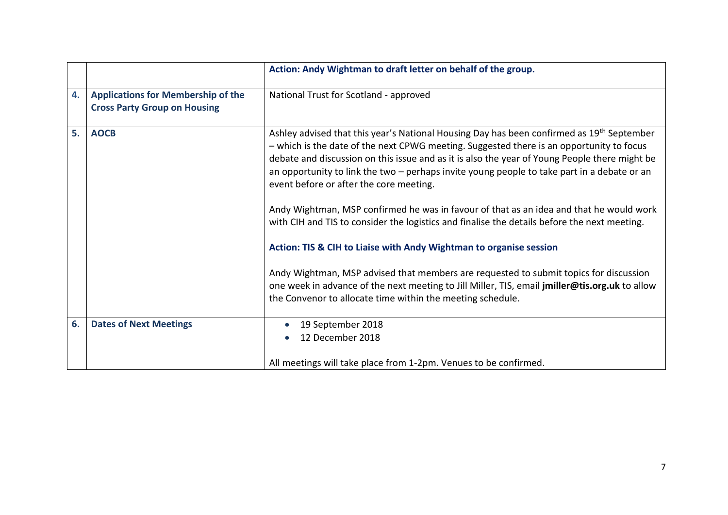| | | |
|---|---|---|
| | | **Action: Andy Wightman to draft letter on behalf of the group.** |
| **4.** | **Applications for Membership of the Cross Party Group on Housing** | National Trust for Scotland - approved |
| **5.** | **AOCB** | Ashley advised that this year's National Housing Day has been confirmed as 19th September – which is the date of the next CPWG meeting. Suggested there is an opportunity to focus debate and discussion on this issue and as it is also the year of Young People there might be an opportunity to link the two – perhaps invite young people to take part in a debate or an event before or after the core meeting.<br><br>Andy Wightman, MSP confirmed he was in favour of that as an idea and that he would work with CIH and TIS to consider the logistics and finalise the details before the next meeting.<br><br>**Action: TIS & CIH to Liaise with Andy Wightman to organise session**<br><br>Andy Wightman, MSP advised that members are requested to submit topics for discussion one week in advance of the next meeting to Jill Miller, TIS, email **jmiller@tis.org.uk** to allow the Convenor to allocate time within the meeting schedule. |
| **6.** | **Dates of Next Meetings** | • 19 September 2018<br>• 12 December 2018<br><br>All meetings will take place from 1-2pm. Venues to be confirmed. |